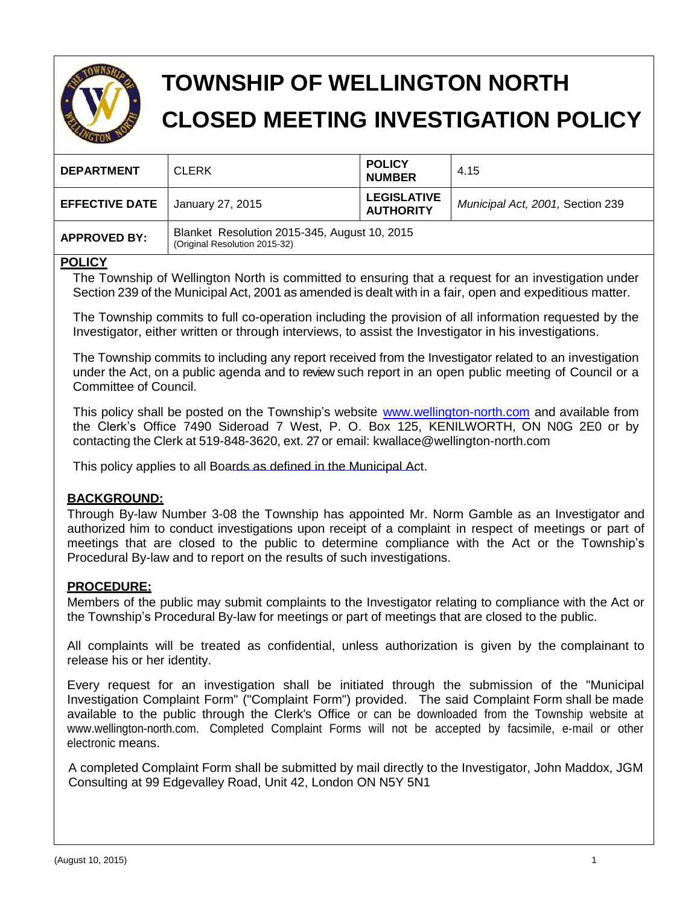# TOWNSHIP OF WELLINGTON NORTH

# CLOSED MEETING INVESTIGATION POLICY

| DEPARTMENT | CLERK | POLICY NUMBER | 4.15 |
|---|---|---|---|
| EFFECTIVE DATE | January 27, 2015 | LEGISLATIVE AUTHORITY | *Municipal Act, 2001,* Section 239 |
| APPROVED BY: | Blanket Resolution 2015-345, August 10, 2015 (Original Resolution 2015-32) | | |

## POLICY

The Township of Wellington North is committed to ensuring that a request for an investigation under Section 239 of the Municipal Act, 2001 as amended is dealt with in a fair, open and expeditious matter.

The Township commits to full co-operation including the provision of all information requested by the Investigator, either written or through interviews, to assist the Investigator in his investigations.

The Township commits to including any report received from the Investigator related to an investigation under the Act, on a public agenda and to review such report in an open public meeting of Council or a Committee of Council.

This policy shall be posted on the Township's website www.wellington-north.com and available from the Clerk's Office 7490 Sideroad 7 West, P. O. Box 125, KENILWORTH, ON N0G 2E0 or by contacting the Clerk at 519-848-3620, ext. 27 or email: kwallace@wellington-north.com

This policy applies to all Boards as defined in the Municipal Act.

## BACKGROUND:

Through By-law Number 3-08 the Township has appointed Mr. Norm Gamble as an Investigator and authorized him to conduct investigations upon receipt of a complaint in respect of meetings or part of meetings that are closed to the public to determine compliance with the Act or the Township's Procedural By-law and to report on the results of such investigations.

## PROCEDURE:

Members of the public may submit complaints to the Investigator relating to compliance with the Act or the Township's Procedural By-law for meetings or part of meetings that are closed to the public.

All complaints will be treated as confidential, unless authorization is given by the complainant to release his or her identity.

Every request for an investigation shall be initiated through the submission of the "Municipal Investigation Complaint Form" ("Complaint Form") provided. The said Complaint Form shall be made available to the public through the Clerk's Office or can be downloaded from the Township website at www.wellington-north.com. Completed Complaint Forms will not be accepted by facsimile, e-mail or other electronic means.

A completed Complaint Form shall be submitted by mail directly to the Investigator, John Maddox, JGM Consulting at 99 Edgevalley Road, Unit 42, London ON N5Y 5N1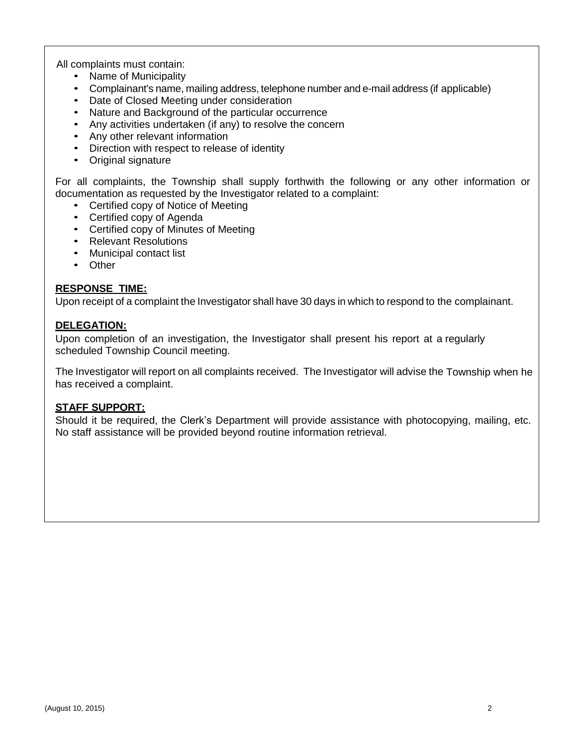All complaints must contain:

- Name of Municipality
- Complainant's name, mailing address, telephone number and e-mail address (if applicable)
- Date of Closed Meeting under consideration
- Nature and Background of the particular occurrence
- Any activities undertaken (if any) to resolve the concern
- Any other relevant information
- Direction with respect to release of identity
- Original signature

For all complaints, the Township shall supply forthwith the following or any other information or documentation as requested by the Investigator related to a complaint:

- Certified copy of Notice of Meeting
- Certified copy of Agenda
- Certified copy of Minutes of Meeting
- Relevant Resolutions
- Municipal contact list
- Other

**RESPONSE TIME:**

Upon receipt of a complaint the Investigator shall have 30 days in which to respond to the complainant.

**DELEGATION:**

Upon completion of an investigation, the Investigator shall present his report at a regularly scheduled Township Council meeting.

The Investigator will report on all complaints received. The Investigator will advise the Township when he has received a complaint.

**STAFF SUPPORT:**

Should it be required, the Clerk's Department will provide assistance with photocopying, mailing, etc. No staff assistance will be provided beyond routine information retrieval.

(August 10, 2015)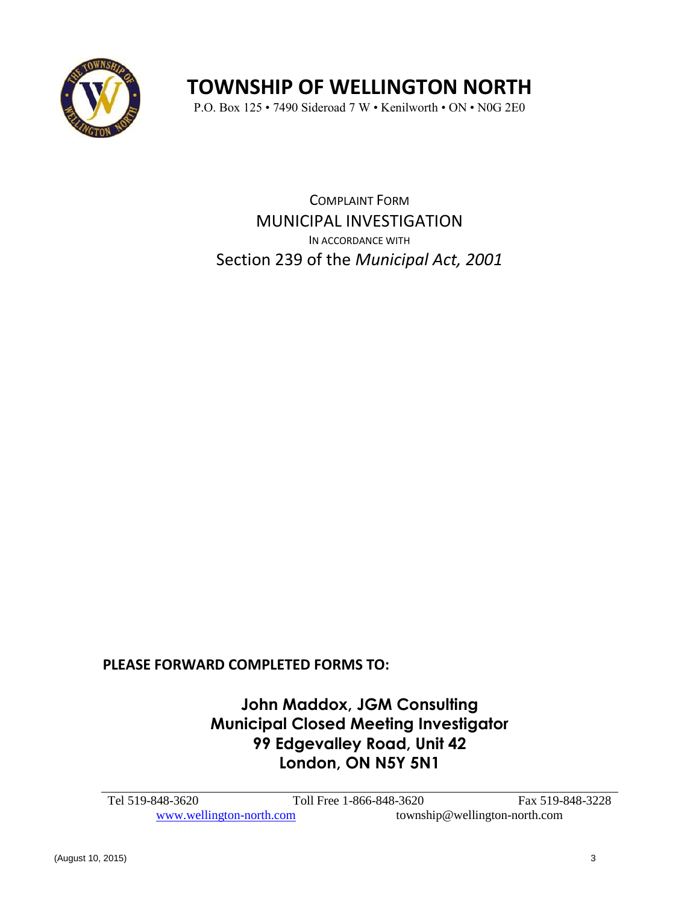# TOWNSHIP OF WELLINGTON NORTH

P.O. Box 125 • 7490 Sideroad 7 W • Kenilworth • ON • N0G 2E0

## COMPLAINT FORM
## MUNICIPAL INVESTIGATION
IN ACCORDANCE WITH
## Section 239 of the *Municipal Act, 2001*

**PLEASE FORWARD COMPLETED FORMS TO:**

**John Maddox, JGM Consulting**
**Municipal Closed Meeting Investigator**
**99 Edgevalley Road, Unit 42**
**London, ON N5Y 5N1**

Tel 519-848-3620 Toll Free 1-866-848-3620 Fax 519-848-3228
www.wellington-north.com township@wellington-north.com

(August 10, 2015)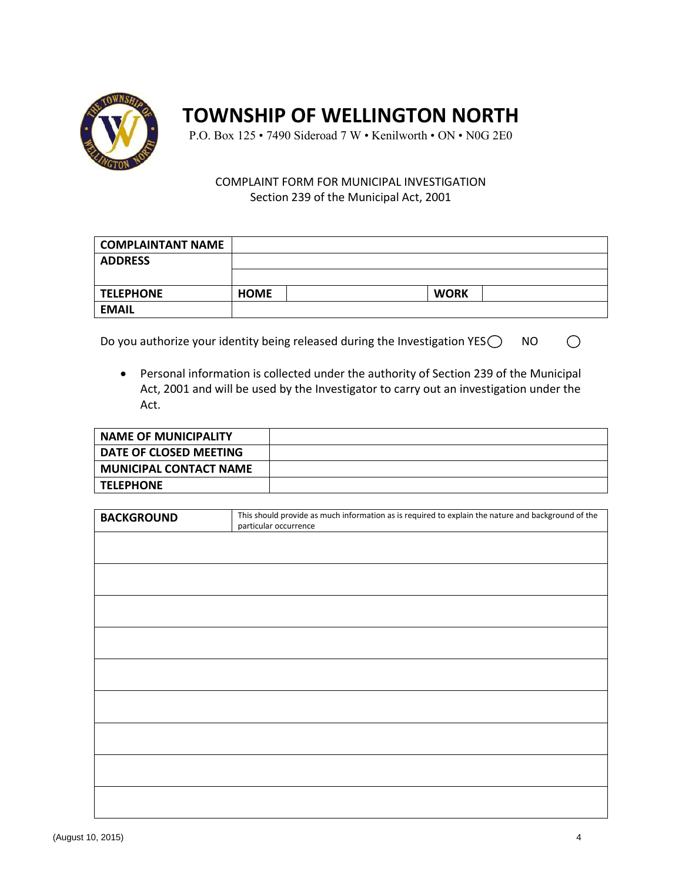# TOWNSHIP OF WELLINGTON NORTH

P.O. Box 125 • 7490 Sideroad 7 W • Kenilworth • ON • N0G 2E0

COMPLAINT FORM FOR MUNICIPAL INVESTIGATION
Section 239 of the Municipal Act, 2001

| **COMPLAINANT NAME** | | | |
|---|---|---|---|
| **ADDRESS** | | | |
| | | | |
| **TELEPHONE** | **HOME** | **WORK** | |
| **EMAIL** | | | |

Do you authorize your identity being released during the Investigation YES ◯ NO ◯

- Personal information is collected under the authority of Section 239 of the Municipal Act, 2001 and will be used by the Investigator to carry out an investigation under the Act.

| **NAME OF MUNICIPALITY** | |
|---|---|
| **DATE OF CLOSED MEETING** | |
| **MUNICIPAL CONTACT NAME** | |
| **TELEPHONE** | |

| **BACKGROUND** | This should provide as much information as is required to explain the nature and background of the particular occurrence |
|---|---|
| | |
| | |
| | |
| | |
| | |
| | |
| | |
| | |
| | |

(August 10, 2015)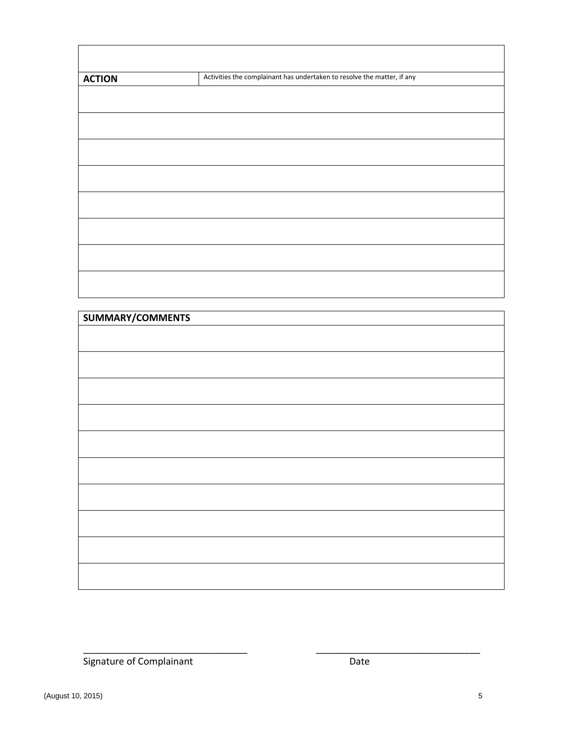| | |
|---|---|
| | |
| **ACTION** | Activities the complainant has undertaken to resolve the matter, if any |
| | |
| | |
| | |
| | |
| | |
| | |
| | |
| | |

| **SUMMARY/COMMENTS** |
|---|
| |
| |
| |
| |
| |
| |
| |
| |
| |
| |

_______________________________ _______________________________
Signature of Complainant Date

(August 10, 2015)